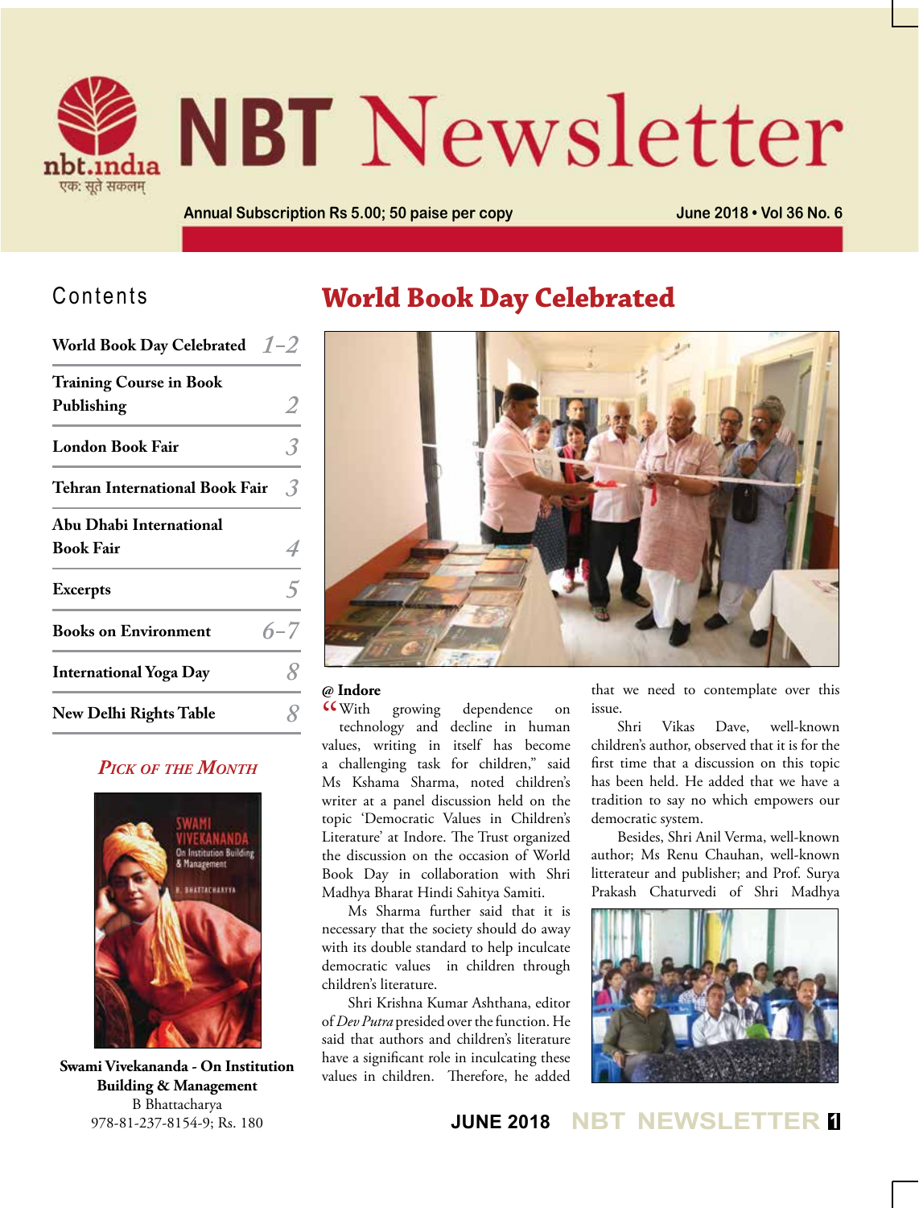# NBT Newsletter

nbt.india
एक: सूते सकलम्

Annual Subscription Rs 5.00; 50 paise per copy

June 2018 • Vol 36 No. 6

## Contents

| | |
|---|---|
| World Book Day Celebrated | 1–2 |
| Training Course in Book Publishing | 2 |
| London Book Fair | 3 |
| Tehran International Book Fair | 3 |
| Abu Dhabi International Book Fair | 4 |
| Excerpts | 5 |
| Books on Environment | 6–7 |
| International Yoga Day | 8 |
| New Delhi Rights Table | 8 |

### *Pick of the Month*

**Swami Vivekananda - On Institution Building & Management**
B Bhattacharya
978-81-237-8154-9; Rs. 180

# World Book Day Celebrated

**@ Indore**

"With growing dependence on technology and decline in human values, writing in itself has become a challenging task for children," said Ms Kshama Sharma, noted children's writer at a panel discussion held on the topic 'Democratic Values in Children's Literature' at Indore. The Trust organized the discussion on the occasion of World Book Day in collaboration with Shri Madhya Bharat Hindi Sahitya Samiti.

Ms Sharma further said that it is necessary that the society should do away with its double standard to help inculcate democratic values in children through children's literature.

Shri Krishna Kumar Ashthana, editor of *Dev Putra* presided over the function. He said that authors and children's literature have a significant role in inculcating these values in children. Therefore, he added that we need to contemplate over this issue.

Shri Vikas Dave, well-known children's author, observed that it is for the first time that a discussion on this topic has been held. He added that we have a tradition to say no which empowers our democratic system.

Besides, Shri Anil Verma, well-known author; Ms Renu Chauhan, well-known litterateur and publisher; and Prof. Surya Prakash Chaturvedi of Shri Madhya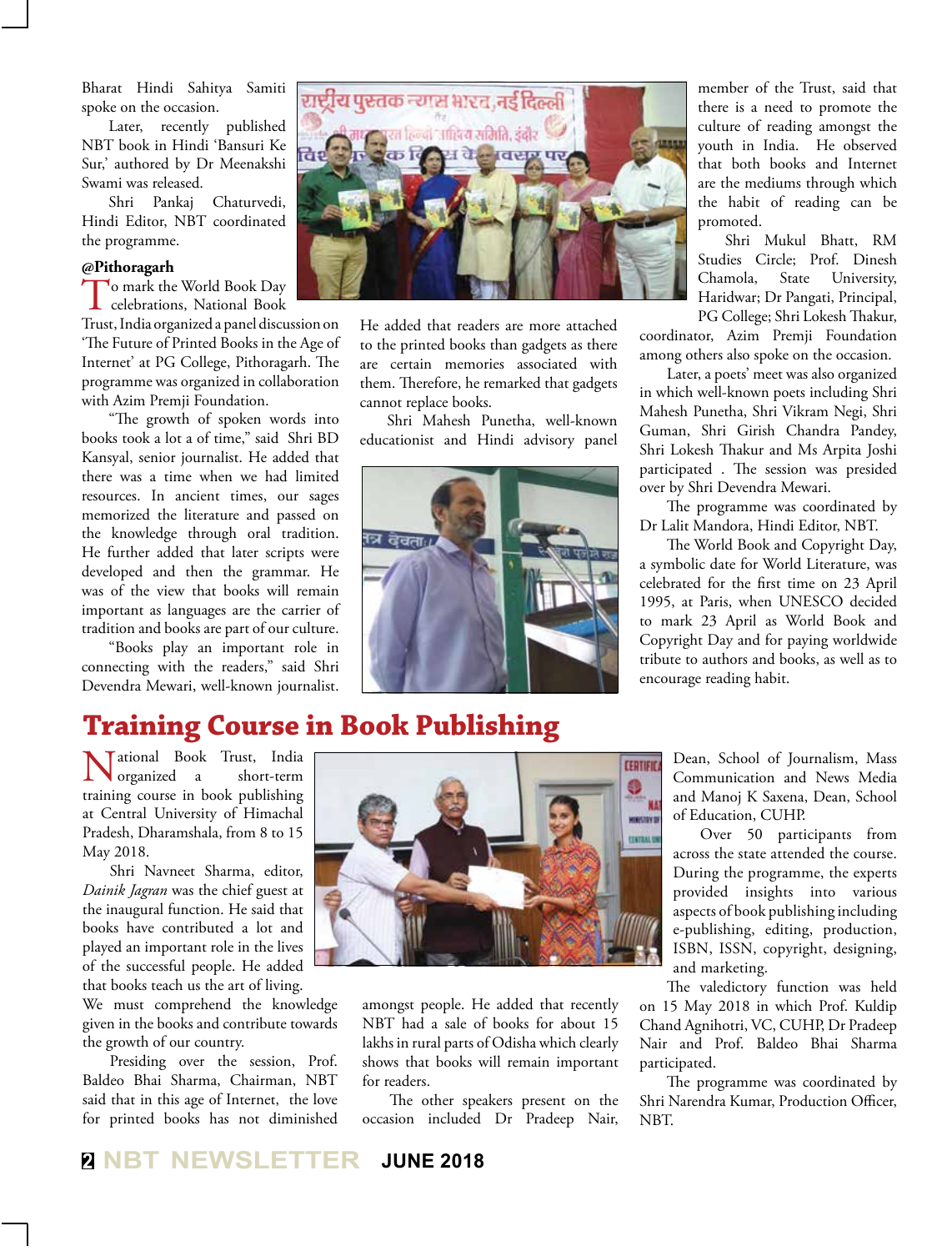Bharat Hindi Sahitya Samiti spoke on the occasion.

Later, recently published NBT book in Hindi 'Bansuri Ke Sur,' authored by Dr Meenakshi Swami was released.

Shri Pankaj Chaturvedi, Hindi Editor, NBT coordinated the programme.

**@Pithoragarh**

To mark the World Book Day celebrations, National Book Trust, India organized a panel discussion on 'The Future of Printed Books in the Age of Internet' at PG College, Pithoragarh. The programme was organized in collaboration with Azim Premji Foundation.

"The growth of spoken words into books took a lot of time," said Shri BD Kansyal, senior journalist. He added that there was a time when we had limited resources. In ancient times, our sages memorized the literature and passed on the knowledge through oral tradition. He further added that later scripts were developed and then the grammar. He was of the view that books will remain important as languages are the carrier of tradition and books are part of our culture.

"Books play an important role in connecting with the readers," said Shri Devendra Mewari, well-known journalist. He added that readers are more attached to the printed books than gadgets as there are certain memories associated with them. Therefore, he remarked that gadgets cannot replace books.

Shri Mahesh Punetha, well-known educationist and Hindi advisory panel member of the Trust, said that there is a need to promote the culture of reading amongst the youth in India. He observed that both books and Internet are the mediums through which the habit of reading can be promoted.

Shri Mukul Bhatt, RM Studies Circle; Prof. Dinesh Chamola, State University, Haridwar; Dr Pangati, Principal, PG College; Shri Lokesh Thakur, coordinator, Azim Premji Foundation among others also spoke on the occasion.

Later, a poets' meet was also organized in which well-known poets including Shri Mahesh Punetha, Shri Vikram Negi, Shri Guman, Shri Girish Chandra Pandey, Shri Lokesh Thakur and Ms Arpita Joshi participated . The session was presided over by Shri Devendra Mewari.

The programme was coordinated by Dr Lalit Mandora, Hindi Editor, NBT.

The World Book and Copyright Day, a symbolic date for World Literature, was celebrated for the first time on 23 April 1995, at Paris, when UNESCO decided to mark 23 April as World Book and Copyright Day and for paying worldwide tribute to authors and books, as well as to encourage reading habit.

## Training Course in Book Publishing

National Book Trust, India organized a short-term training course in book publishing at Central University of Himachal Pradesh, Dharamshala, from 8 to 15 May 2018.

Shri Navneet Sharma, editor, *Dainik Jagran* was the chief guest at the inaugural function. He said that books have contributed a lot and played an important role in the lives of the successful people. He added that books teach us the art of living. We must comprehend the knowledge given in the books and contribute towards the growth of our country.

Presiding over the session, Prof. Baldeo Bhai Sharma, Chairman, NBT said that in this age of Internet, the love for printed books has not diminished amongst people. He added that recently NBT had a sale of books for about 15 lakhs in rural parts of Odisha which clearly shows that books will remain important for readers.

The other speakers present on the occasion included Dr Pradeep Nair, Dean, School of Journalism, Mass Communication and News Media and Manoj K Saxena, Dean, School of Education, CUHP.

Over 50 participants from across the state attended the course. During the programme, the experts provided insights into various aspects of book publishing including e-publishing, editing, production, ISBN, ISSN, copyright, designing, and marketing.

The valedictory function was held on 15 May 2018 in which Prof. Kuldip Chand Agnihotri, VC, CUHP, Dr Pradeep Nair and Prof. Baldeo Bhai Sharma participated.

The programme was coordinated by Shri Narendra Kumar, Production Officer, NBT.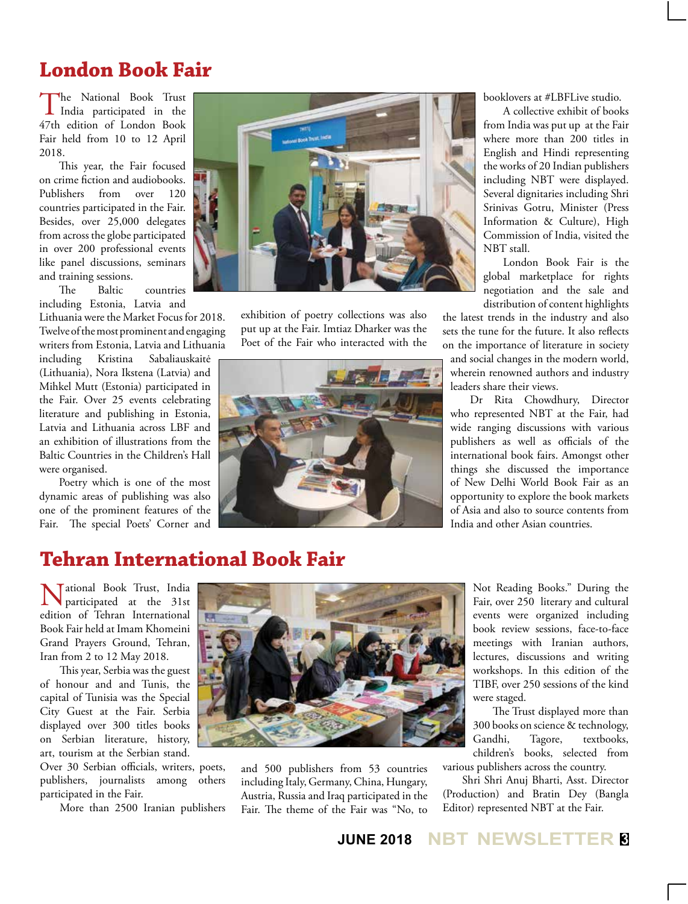## London Book Fair

The National Book Trust India participated in the 47th edition of London Book Fair held from 10 to 12 April 2018.

This year, the Fair focused on crime fiction and audiobooks. Publishers from over 120 countries participated in the Fair. Besides, over 25,000 delegates from across the globe participated in over 200 professional events like panel discussions, seminars and training sessions.

The Baltic countries including Estonia, Latvia and Lithuania were the Market Focus for 2018. Twelve of the most prominent and engaging writers from Estonia, Latvia and Lithuania including Kristina Sabaliauskaitė (Lithuania), Nora Ikstena (Latvia) and Mihkel Mutt (Estonia) participated in the Fair. Over 25 events celebrating literature and publishing in Estonia, Latvia and Lithuania across LBF and an exhibition of illustrations from the Baltic Countries in the Children's Hall were organised.

Poetry which is one of the most dynamic areas of publishing was also one of the prominent features of the Fair. The special Poets' Corner and exhibition of poetry collections was also put up at the Fair. Imtiaz Dharker was the Poet of the Fair who interacted with the booklovers at #LBFLive studio.

A collective exhibit of books from India was put up at the Fair where more than 200 titles in English and Hindi representing the works of 20 Indian publishers including NBT were displayed. Several dignitaries including Shri Srinivas Gotru, Minister (Press Information & Culture), High Commission of India, visited the NBT stall.

London Book Fair is the global marketplace for rights negotiation and the sale and distribution of content highlights the latest trends in the industry and also sets the tune for the future. It also reflects on the importance of literature in society and social changes in the modern world, wherein renowned authors and industry leaders share their views.

Dr Rita Chowdhury, Director who represented NBT at the Fair, had wide ranging discussions with various publishers as well as officials of the international book fairs. Amongst other things she discussed the importance of New Delhi World Book Fair as an opportunity to explore the book markets of Asia and also to source contents from India and other Asian countries.

## Tehran International Book Fair

National Book Trust, India participated at the 31st edition of Tehran International Book Fair held at Imam Khomeini Grand Prayers Ground, Tehran, Iran from 2 to 12 May 2018.

This year, Serbia was the guest of honour and and Tunis, the capital of Tunisia was the Special City Guest at the Fair. Serbia displayed over 300 titles books on Serbian literature, history, art, tourism at the Serbian stand. Over 30 Serbian officials, writers, poets, publishers, journalists among others participated in the Fair.

More than 2500 Iranian publishers and 500 publishers from 53 countries including Italy, Germany, China, Hungary, Austria, Russia and Iraq participated in the Fair. The theme of the Fair was "No, to Not Reading Books." During the Fair, over 250 literary and cultural events were organized including book review sessions, face-to-face meetings with Iranian authors, lectures, discussions and writing workshops. In this edition of the TIBF, over 250 sessions of the kind were staged.

The Trust displayed more than 300 books on science & technology, Gandhi, Tagore, textbooks, children's books, selected from various publishers across the country.

Shri Shri Anuj Bharti, Asst. Director (Production) and Bratin Dey (Bangla Editor) represented NBT at the Fair.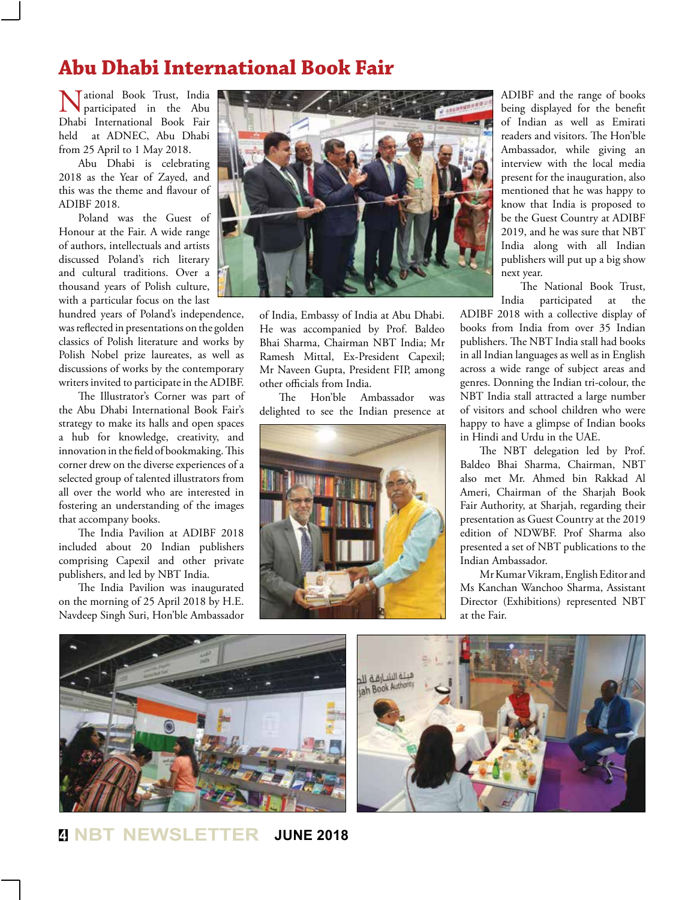# Abu Dhabi International Book Fair

National Book Trust, India participated in the Abu Dhabi International Book Fair held at ADNEC, Abu Dhabi from 25 April to 1 May 2018.

Abu Dhabi is celebrating 2018 as the Year of Zayed, and this was the theme and flavour of ADIBF 2018.

Poland was the Guest of Honour at the Fair. A wide range of authors, intellectuals and artists discussed Poland's rich literary and cultural traditions. Over a thousand years of Polish culture, with a particular focus on the last hundred years of Poland's independence, was reflected in presentations on the golden classics of Polish literature and works by Polish Nobel prize laureates, as well as discussions of works by the contemporary writers invited to participate in the ADIBF.

The Illustrator's Corner was part of the Abu Dhabi International Book Fair's strategy to make its halls and open spaces a hub for knowledge, creativity, and innovation in the field of bookmaking. This corner drew on the diverse experiences of a selected group of talented illustrators from all over the world who are interested in fostering an understanding of the images that accompany books.

The India Pavilion at ADIBF 2018 included about 20 Indian publishers comprising Capexil and other private publishers, and led by NBT India.

The India Pavilion was inaugurated on the morning of 25 April 2018 by H.E. Navdeep Singh Suri, Hon'ble Ambassador of India, Embassy of India at Abu Dhabi. He was accompanied by Prof. Baldeo Bhai Sharma, Chairman NBT India; Mr Ramesh Mittal, Ex-President Capexil; Mr Naveen Gupta, President FIP, among other officials from India.

The Hon'ble Ambassador was delighted to see the Indian presence at ADIBF and the range of books being displayed for the benefit of Indian as well as Emirati readers and visitors. The Hon'ble Ambassador, while giving an interview with the local media present for the inauguration, also mentioned that he was happy to know that India is proposed to be the Guest Country at ADIBF 2019, and he was sure that NBT India along with all Indian publishers will put up a big show next year.

The National Book Trust, India participated at the ADIBF 2018 with a collective display of books from India from over 35 Indian publishers. The NBT India stall had books in all Indian languages as well as in English across a wide range of subject areas and genres. Donning the Indian tri-colour, the NBT India stall attracted a large number of visitors and school children who were happy to have a glimpse of Indian books in Hindi and Urdu in the UAE.

The NBT delegation led by Prof. Baldeo Bhai Sharma, Chairman, NBT also met Mr. Ahmed bin Rakkad Al Ameri, Chairman of the Sharjah Book Fair Authority, at Sharjah, regarding their presentation as Guest Country at the 2019 edition of NDWBF. Prof Sharma also presented a set of NBT publications to the Indian Ambassador.

Mr Kumar Vikram, English Editor and Ms Kanchan Wanchoo Sharma, Assistant Director (Exhibitions) represented NBT at the Fair.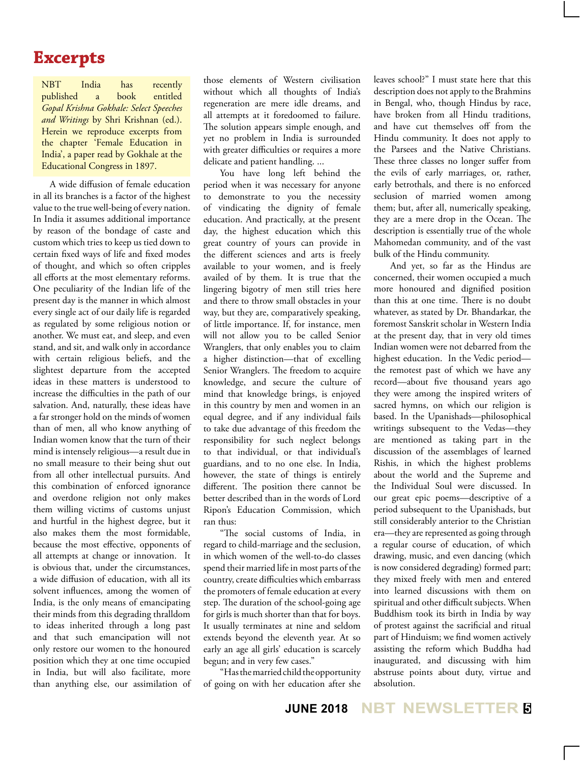# Excerpts

NBT India has recently published a book entitled *Gopal Krishna Gokhale: Select Speeches and Writings* by Shri Krishnan (ed.). Herein we reproduce excerpts from the chapter 'Female Education in India', a paper read by Gokhale at the Educational Congress in 1897.

A wide diffusion of female education in all its branches is a factor of the highest value to the true well-being of every nation. In India it assumes additional importance by reason of the bondage of caste and custom which tries to keep us tied down to certain fixed ways of life and fixed modes of thought, and which so often cripples all efforts at the most elementary reforms. One peculiarity of the Indian life of the present day is the manner in which almost every single act of our daily life is regarded as regulated by some religious notion or another. We must eat, and sleep, and even stand, and sit, and walk only in accordance with certain religious beliefs, and the slightest departure from the accepted ideas in these matters is understood to increase the difficulties in the path of our salvation. And, naturally, these ideas have a far stronger hold on the minds of women than of men, all who know anything of Indian women know that the turn of their mind is intensely religious—a result due in no small measure to their being shut out from all other intellectual pursuits. And this combination of enforced ignorance and overdone religion not only makes them willing victims of customs unjust and hurtful in the highest degree, but it also makes them the most formidable, because the most effective, opponents of all attempts at change or innovation. It is obvious that, under the circumstances, a wide diffusion of education, with all its solvent influences, among the women of India, is the only means of emancipating their minds from this degrading thralldom to ideas inherited through a long past and that such emancipation will not only restore our women to the honoured position which they at one time occupied in India, but will also facilitate, more than anything else, our assimilation of those elements of Western civilisation without which all thoughts of India's regeneration are mere idle dreams, and all attempts at it foredoomed to failure. The solution appears simple enough, and yet no problem in India is surrounded with greater difficulties or requires a more delicate and patient handling. ...

You have long left behind the period when it was necessary for anyone to demonstrate to you the necessity of vindicating the dignity of female education. And practically, at the present day, the highest education which this great country of yours can provide in the different sciences and arts is freely available to your women, and is freely availed of by them. It is true that the lingering bigotry of men still tries here and there to throw small obstacles in your way, but they are, comparatively speaking, of little importance. If, for instance, men will not allow you to be called Senior Wranglers, that only enables you to claim a higher distinction—that of excelling Senior Wranglers. The freedom to acquire knowledge, and secure the culture of mind that knowledge brings, is enjoyed in this country by men and women in an equal degree, and if any individual fails to take due advantage of this freedom the responsibility for such neglect belongs to that individual, or that individual's guardians, and to no one else. In India, however, the state of things is entirely different. The position there cannot be better described than in the words of Lord Ripon's Education Commission, which ran thus:

"The social customs of India, in regard to child-marriage and the seclusion, in which women of the well-to-do classes spend their married life in most parts of the country, create difficulties which embarrass the promoters of female education at every step. The duration of the school-going age for girls is much shorter than that for boys. It usually terminates at nine and seldom extends beyond the eleventh year. At so early an age all girls' education is scarcely begun; and in very few cases."

"Has the married child the opportunity of going on with her education after she leaves school?" I must state here that this description does not apply to the Brahmins in Bengal, who, though Hindus by race, have broken from all Hindu traditions, and have cut themselves off from the Hindu community. It does not apply to the Parsees and the Native Christians. These three classes no longer suffer from the evils of early marriages, or, rather, early betrothals, and there is no enforced seclusion of married women among them; but, after all, numerically speaking, they are a mere drop in the Ocean. The description is essentially true of the whole Mahomedan community, and of the vast bulk of the Hindu community.

And yet, so far as the Hindus are concerned, their women occupied a much more honoured and dignified position than this at one time. There is no doubt whatever, as stated by Dr. Bhandarkar, the foremost Sanskrit scholar in Western India at the present day, that in very old times Indian women were not debarred from the highest education. In the Vedic period—the remotest past of which we have any record—about five thousand years ago they were among the inspired writers of sacred hymns, on which our religion is based. In the Upanishads—philosophical writings subsequent to the Vedas—they are mentioned as taking part in the discussion of the assemblages of learned Rishis, in which the highest problems about the world and the Supreme and the Individual Soul were discussed. In our great epic poems—descriptive of a period subsequent to the Upanishads, but still considerably anterior to the Christian era—they are represented as going through a regular course of education, of which drawing, music, and even dancing (which is now considered degrading) formed part; they mixed freely with men and entered into learned discussions with them on spiritual and other difficult subjects. When Buddhism took its birth in India by way of protest against the sacrificial and ritual part of Hinduism; we find women actively assisting the reform which Buddha had inaugurated, and discussing with him abstruse points about duty, virtue and absolution.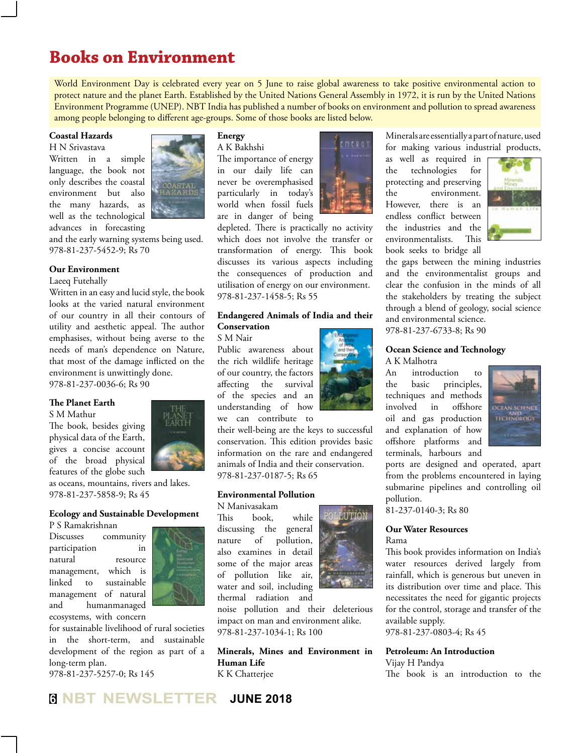# Books on Environment

World Environment Day is celebrated every year on 5 June to raise global awareness to take positive environmental action to protect nature and the planet Earth. Established by the United Nations General Assembly in 1972, it is run by the United Nations Environment Programme (UNEP). NBT India has published a number of books on environment and pollution to spread awareness among people belonging to different age-groups. Some of those books are listed below.

**Coastal Hazards**
H N Srivastava
Written in a simple language, the book not only describes the coastal environment but also the many hazards, as well as the technological advances in forecasting and the early warning systems being used.
978-81-237-5452-9; Rs 70

**Our Environment**
Laeeq Futehally
Written in an easy and lucid style, the book looks at the varied natural environment of our country in all their contours of utility and aesthetic appeal. The author emphasises, without being averse to the needs of man's dependence on Nature, that most of the damage inflicted on the environment is unwittingly done.
978-81-237-0036-6; Rs 90

**The Planet Earth**
S M Mathur
The book, besides giving physical data of the Earth, gives a concise account of the broad physical features of the globe such as oceans, mountains, rivers and lakes.
978-81-237-5858-9; Rs 45

**Ecology and Sustainable Development**
P S Ramakrishnan
Discusses community participation in natural resource management, which is linked to sustainable management of natural and humanmanaged ecosystems, with concern for sustainable livelihood of rural societies in the short-term, and sustainable development of the region as part of a long-term plan.
978-81-237-5257-0; Rs 145

**Energy**
A K Bakhshi
The importance of energy in our daily life can never be overemphasised particularly in today's world when fossil fuels are in danger of being depleted. There is practically no activity which does not involve the transfer or transformation of energy. This book discusses its various aspects including the consequences of production and utilisation of energy on our environment.
978-81-237-1458-5; Rs 55

**Endangered Animals of India and their Conservation**
S M Nair
Public awareness about the rich wildlife heritage of our country, the factors affecting the survival of the species and an understanding of how we can contribute to their well-being are the keys to successful conservation. This edition provides basic information on the rare and endangered animals of India and their conservation.
978-81-237-0187-5; Rs 65

**Environmental Pollution**
N Manivasakam
This book, while discussing the general nature of pollution, also examines in detail some of the major areas of pollution like air, water and soil, including thermal radiation and noise pollution and their deleterious impact on man and environment alike.
978-81-237-1034-1; Rs 100

**Minerals, Mines and Environment in Human Life**
K K Chatterjee
Minerals are essentially a part of nature, used for making various industrial products, as well as required in the technologies for protecting and preserving the environment. However, there is an endless conflict between the industries and the environmentalists. This book seeks to bridge all the gaps between the mining industries and the environmentalist groups and clear the confusion in the minds of all the stakeholders by treating the subject through a blend of geology, social science and environmental science.
978-81-237-6733-8; Rs 90

**Ocean Science and Technology**
A K Malhotra
An introduction to the basic principles, techniques and methods involved in offshore oil and gas production and explanation of how offshore platforms and terminals, harbours and ports are designed and operated, apart from the problems encountered in laying submarine pipelines and controlling oil pollution.
81-237-0140-3; Rs 80

**Our Water Resources**
Rama
This book provides information on India's water resources derived largely from rainfall, which is generous but uneven in its distribution over time and place. This necessitates the need for gigantic projects for the control, storage and transfer of the available supply.
978-81-237-0803-4; Rs 45

**Petroleum: An Introduction**
Vijay H Pandya
The book is an introduction to the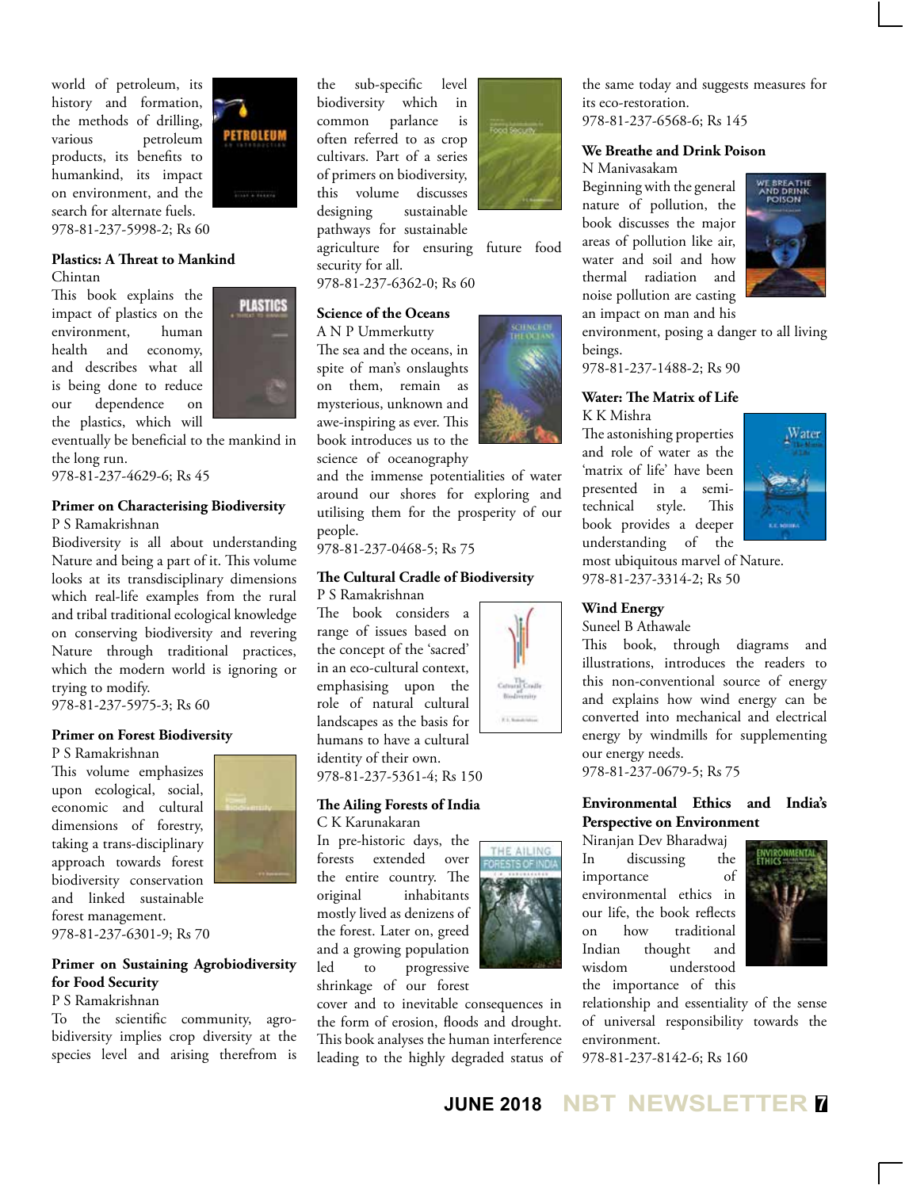world of petroleum, its history and formation, the methods of drilling, various petroleum products, its benefits to humankind, its impact on environment, and the search for alternate fuels.
978-81-237-5998-2; Rs 60

**Plastics: A Threat to Mankind**
Chintan
This book explains the impact of plastics on the environment, human health and economy, and describes what all is being done to reduce our dependence on the plastics, which will eventually be beneficial to the mankind in the long run.
978-81-237-4629-6; Rs 45

**Primer on Characterising Biodiversity**
P S Ramakrishnan
Biodiversity is all about understanding Nature and being a part of it. This volume looks at its transdisciplinary dimensions which real-life examples from the rural and tribal traditional ecological knowledge on conserving biodiversity and revering Nature through traditional practices, which the modern world is ignoring or trying to modify.
978-81-237-5975-3; Rs 60

**Primer on Forest Biodiversity**
P S Ramakrishnan
This volume emphasizes upon ecological, social, economic and cultural dimensions of forestry, taking a trans-disciplinary approach towards forest biodiversity conservation and linked sustainable forest management.
978-81-237-6301-9; Rs 70

**Primer on Sustaining Agrobiodiversity for Food Security**
P S Ramakrishnan
To the scientific community, agro-bidiversity implies crop diversity at the species level and arising therefrom is the sub-specific level biodiversity which in common parlance is often referred to as crop cultivars. Part of a series of primers on biodiversity, this volume discusses designing sustainable pathways for sustainable agriculture for ensuring future food security for all.
978-81-237-6362-0; Rs 60

**Science of the Oceans**
A N P Ummerkutty
The sea and the oceans, in spite of man's onslaughts on them, remain as mysterious, unknown and awe-inspiring as ever. This book introduces us to the science of oceanography and the immense potentialities of water around our shores for exploring and utilising them for the prosperity of our people.
978-81-237-0468-5; Rs 75

**The Cultural Cradle of Biodiversity**
P S Ramakrishnan
The book considers a range of issues based on the concept of the 'sacred' in an eco-cultural context, emphasising upon the role of natural cultural landscapes as the basis for humans to have a cultural identity of their own.
978-81-237-5361-4; Rs 150

**The Ailing Forests of India**
C K Karunakaran
In pre-historic days, the forests extended over the entire country. The original inhabitants mostly lived as denizens of the forest. Later on, greed and a growing population led to progressive shrinkage of our forest cover and to inevitable consequences in the form of erosion, floods and drought. This book analyses the human interference leading to the highly degraded status of the same today and suggests measures for its eco-restoration.
978-81-237-6568-6; Rs 145

**We Breathe and Drink Poison**
N Manivasakam
Beginning with the general nature of pollution, the book discusses the major areas of pollution like air, water and soil and how thermal radiation and noise pollution are casting an impact on man and his environment, posing a danger to all living beings.
978-81-237-1488-2; Rs 90

**Water: The Matrix of Life**
K K Mishra
The astonishing properties and role of water as the 'matrix of life' have been presented in a semi-technical style. This book provides a deeper understanding of the most ubiquitous marvel of Nature.
978-81-237-3314-2; Rs 50

**Wind Energy**
Suneel B Athawale
This book, through diagrams and illustrations, introduces the readers to this non-conventional source of energy and explains how wind energy can be converted into mechanical and electrical energy by windmills for supplementing our energy needs.
978-81-237-0679-5; Rs 75

**Environmental Ethics and India's Perspective on Environment**
Niranjan Dev Bharadwaj
In discussing the importance of environmental ethics in our life, the book reflects on how traditional Indian thought and wisdom understood the importance of this relationship and essentiality of the sense of universal responsibility towards the environment.
978-81-237-8142-6; Rs 160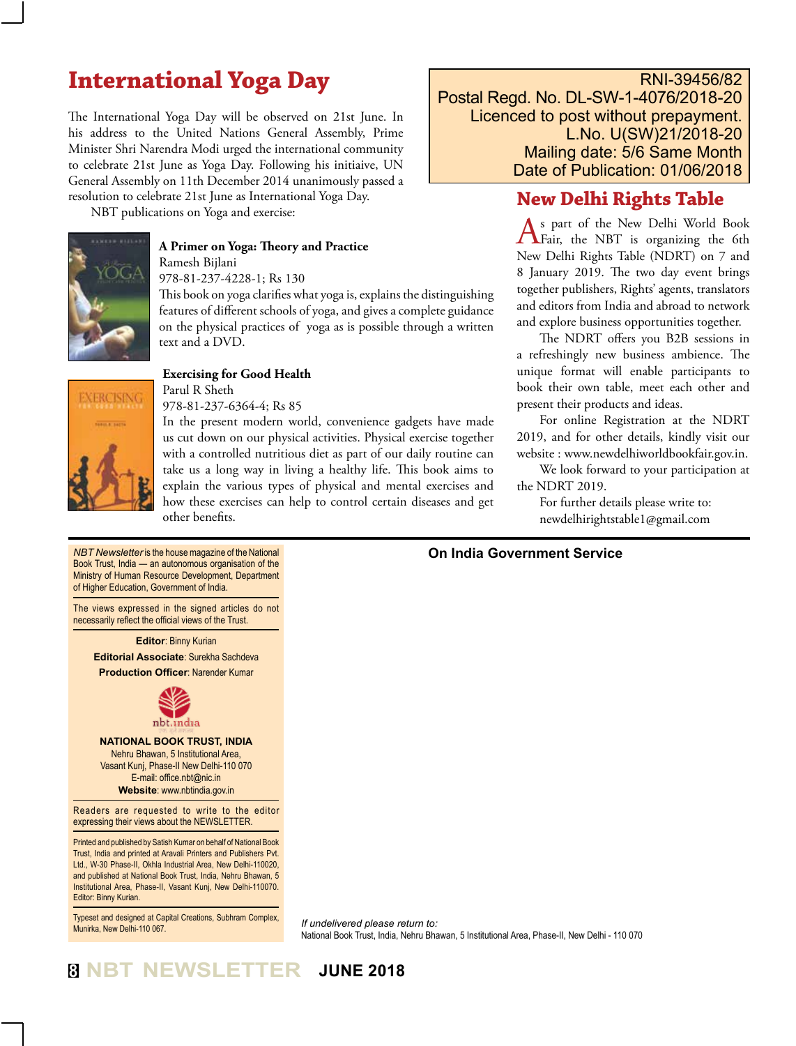# International Yoga Day

The International Yoga Day will be observed on 21st June. In his address to the United Nations General Assembly, Prime Minister Shri Narendra Modi urged the international community to celebrate 21st June as Yoga Day. Following his initiaive, UN General Assembly on 11th December 2014 unanimously passed a resolution to celebrate 21st June as International Yoga Day.

NBT publications on Yoga and exercise:

**A Primer on Yoga: Theory and Practice**
Ramesh Bijlani
978-81-237-4228-1; Rs 130
This book on yoga clarifies what yoga is, explains the distinguishing features of different schools of yoga, and gives a complete guidance on the physical practices of yoga as is possible through a written text and a DVD.

**Exercising for Good Health**
Parul R Sheth
978-81-237-6364-4; Rs 85
In the present modern world, convenience gadgets have made us cut down on our physical activities. Physical exercise together with a controlled nutritious diet as part of our daily routine can take us a long way in living a healthy life. This book aims to explain the various types of physical and mental exercises and how these exercises can help to control certain diseases and get other benefits.

RNI-39456/82
Postal Regd. No. DL-SW-1-4076/2018-20
Licenced to post without prepayment.
L.No. U(SW)21/2018-20
Mailing date: 5/6 Same Month
Date of Publication: 01/06/2018

# New Delhi Rights Table

As part of the New Delhi World Book Fair, the NBT is organizing the 6th New Delhi Rights Table (NDRT) on 7 and 8 January 2019. The two day event brings together publishers, Rights' agents, translators and editors from India and abroad to network and explore business opportunities together.

The NDRT offers you B2B sessions in a refreshingly new business ambience. The unique format will enable participants to book their own table, meet each other and present their products and ideas.

For online Registration at the NDRT 2019, and for other details, kindly visit our website : www.newdelhiworldbookfair.gov.in.

We look forward to your participation at the NDRT 2019.

For further details please write to:
newdelhirightstable1@gmail.com

*NBT Newsletter* is the house magazine of the National Book Trust, India — an autonomous organisation of the Ministry of Human Resource Development, Department of Higher Education, Government of India.

The views expressed in the signed articles do not necessarily reflect the official views of the Trust.

**Editor**: Binny Kurian
**Editorial Associate**: Surekha Sachdeva
**Production Officer**: Narender Kumar

nbt.india

**NATIONAL BOOK TRUST, INDIA**
Nehru Bhawan, 5 Institutional Area,
Vasant Kunj, Phase-II New Delhi-110 070
E-mail: office.nbt@nic.in
**Website**: www.nbtindia.gov.in

Readers are requested to write to the editor expressing their views about the NEWSLETTER.

Printed and published by Satish Kumar on behalf of National Book Trust, India and printed at Aravali Printers and Publishers Pvt. Ltd., W-30 Phase-II, Okhla Industrial Area, New Delhi-110020, and published at National Book Trust, India, Nehru Bhawan, 5 Institutional Area, Phase-II, Vasant Kunj, New Delhi-110070. Editor: Binny Kurian.

Typeset and designed at Capital Creations, Subhram Complex, Munirka, New Delhi-110 067.

**On India Government Service**

*If undelivered please return to:*
National Book Trust, India, Nehru Bhawan, 5 Institutional Area, Phase-II, New Delhi - 110 070